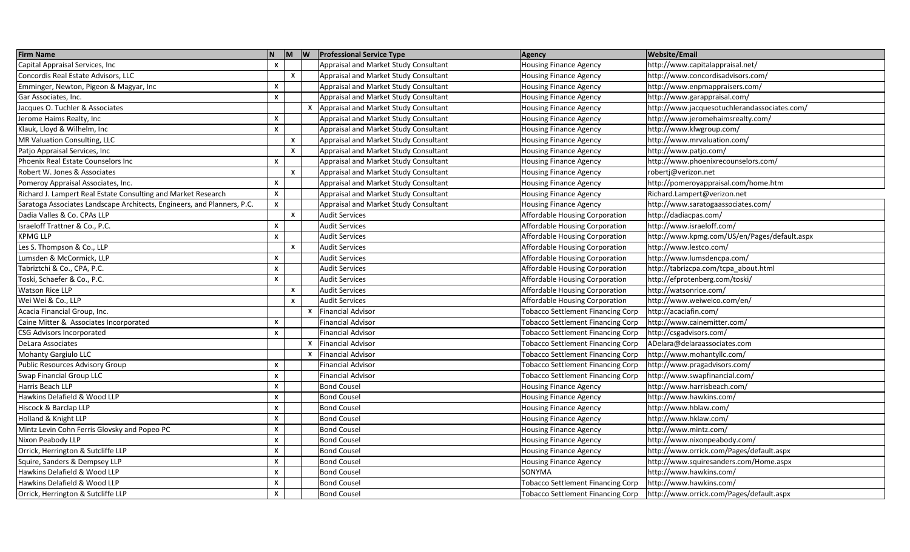| Firm Name | N | M | W | Professional Service Type | Agency | Website/Email |
|---|---|---|---|---|---|---|
| Capital Appraisal Services, Inc | x | | | Appraisal and Market Study Consultant | Housing Finance Agency | http://www.capitalappraisal.net/ |
| Concordis Real Estate Advisors, LLC | | x | | Appraisal and Market Study Consultant | Housing Finance Agency | http://www.concordisadvisors.com/ |
| Emminger, Newton, Pigeon & Magyar, Inc | x | | | Appraisal and Market Study Consultant | Housing Finance Agency | http://www.enpmappraisers.com/ |
| Gar Associates, Inc. | x | | | Appraisal and Market Study Consultant | Housing Finance Agency | http://www.garappraisal.com/ |
| Jacques O. Tuchler & Associates | | | x | Appraisal and Market Study Consultant | Housing Finance Agency | http://www.jacquesotuchlerandassociates.com/ |
| Jerome Haims Realty, Inc | x | | | Appraisal and Market Study Consultant | Housing Finance Agency | http://www.jeromehaimsrealty.com/ |
| Klauk, Lloyd & Wilhelm, Inc | x | | | Appraisal and Market Study Consultant | Housing Finance Agency | http://www.klwgroup.com/ |
| MR Valuation Consulting, LLC | | x | | Appraisal and Market Study Consultant | Housing Finance Agency | http://www.mrvaluation.com/ |
| Patjo Appraisal Services, Inc | | x | | Appraisal and Market Study Consultant | Housing Finance Agency | http://www.patjo.com/ |
| Phoenix Real Estate Counselors Inc | x | | | Appraisal and Market Study Consultant | Housing Finance Agency | http://www.phoenixrecounselors.com/ |
| Robert W. Jones & Associates | | x | | Appraisal and Market Study Consultant | Housing Finance Agency | robertj@verizon.net |
| Pomeroy Appraisal Associates, Inc. | x | | | Appraisal and Market Study Consultant | Housing Finance Agency | http://pomeroyappraisal.com/home.htm |
| Richard J. Lampert Real Estate Consulting and Market Research | x | | | Appraisal and Market Study Consultant | Housing Finance Agency | Richard.Lampert@verizon.net |
| Saratoga Associates Landscape Architects, Engineers, and Planners, P.C. | x | | | Appraisal and Market Study Consultant | Housing Finance Agency | http://www.saratogaassociates.com/ |
| Dadia Valles & Co. CPAs LLP | | x | | Audit Services | Affordable Housing Corporation | http://dadiacpas.com/ |
| Israeloff Trattner & Co., P.C. | x | | | Audit Services | Affordable Housing Corporation | http://www.israeloff.com/ |
| KPMG LLP | x | | | Audit Services | Affordable Housing Corporation | http://www.kpmg.com/US/en/Pages/default.aspx |
| Les S. Thompson & Co., LLP | | x | | Audit Services | Affordable Housing Corporation | http://www.lestco.com/ |
| Lumsden & McCormick, LLP | x | | | Audit Services | Affordable Housing Corporation | http://www.lumsdencpa.com/ |
| Tabriztchi & Co., CPA, P.C. | x | | | Audit Services | Affordable Housing Corporation | http://tabrizcpa.com/tcpa_about.html |
| Toski, Schaefer & Co., P.C. | x | | | Audit Services | Affordable Housing Corporation | http://efprotenberg.com/toski/ |
| Watson Rice LLP | | x | | Audit Services | Affordable Housing Corporation | http://watsonrice.com/ |
| Wei Wei & Co., LLP | | x | | Audit Services | Affordable Housing Corporation | http://www.weiweico.com/en/ |
| Acacia Financial Group, Inc. | | | x | Financial Advisor | Tobacco Settlement Financing Corp | http://acaciafin.com/ |
| Caine Mitter & Associates Incorporated | x | | | Financial Advisor | Tobacco Settlement Financing Corp | http://www.cainemitter.com/ |
| CSG Advisors Incorporated | x | | | Financial Advisor | Tobacco Settlement Financing Corp | http://csgadvisors.com/ |
| DeLara Associates | | | x | Financial Advisor | Tobacco Settlement Financing Corp | ADelara@delaraassociates.com |
| Mohanty Gargiulo LLC | | | x | Financial Advisor | Tobacco Settlement Financing Corp | http://www.mohantyllc.com/ |
| Public Resources Advisory Group | x | | | Financial Advisor | Tobacco Settlement Financing Corp | http://www.pragadvisors.com/ |
| Swap Financial Group LLC | x | | | Financial Advisor | Tobacco Settlement Financing Corp | http://www.swapfinancial.com/ |
| Harris Beach LLP | x | | | Bond Cousel | Housing Finance Agency | http://www.harrisbeach.com/ |
| Hawkins Delafield & Wood LLP | x | | | Bond Cousel | Housing Finance Agency | http://www.hawkins.com/ |
| Hiscock & Barclap LLP | x | | | Bond Cousel | Housing Finance Agency | http://www.hblaw.com/ |
| Holland & Knight LLP | x | | | Bond Cousel | Housing Finance Agency | http://www.hklaw.com/ |
| Mintz Levin Cohn Ferris Glovsky and Popeo PC | x | | | Bond Cousel | Housing Finance Agency | http://www.mintz.com/ |
| Nixon Peabody LLP | x | | | Bond Cousel | Housing Finance Agency | http://www.nixonpeabody.com/ |
| Orrick, Herrington & Sutcliffe LLP | x | | | Bond Cousel | Housing Finance Agency | http://www.orrick.com/Pages/default.aspx |
| Squire, Sanders & Dempsey LLP | x | | | Bond Cousel | Housing Finance Agency | http://www.squiresanders.com/Home.aspx |
| Hawkins Delafield & Wood LLP | x | | | Bond Cousel | SONYMA | http://www.hawkins.com/ |
| Hawkins Delafield & Wood LLP | x | | | Bond Cousel | Tobacco Settlement Financing Corp | http://www.hawkins.com/ |
| Orrick, Herrington & Sutcliffe LLP | x | | | Bond Cousel | Tobacco Settlement Financing Corp | http://www.orrick.com/Pages/default.aspx |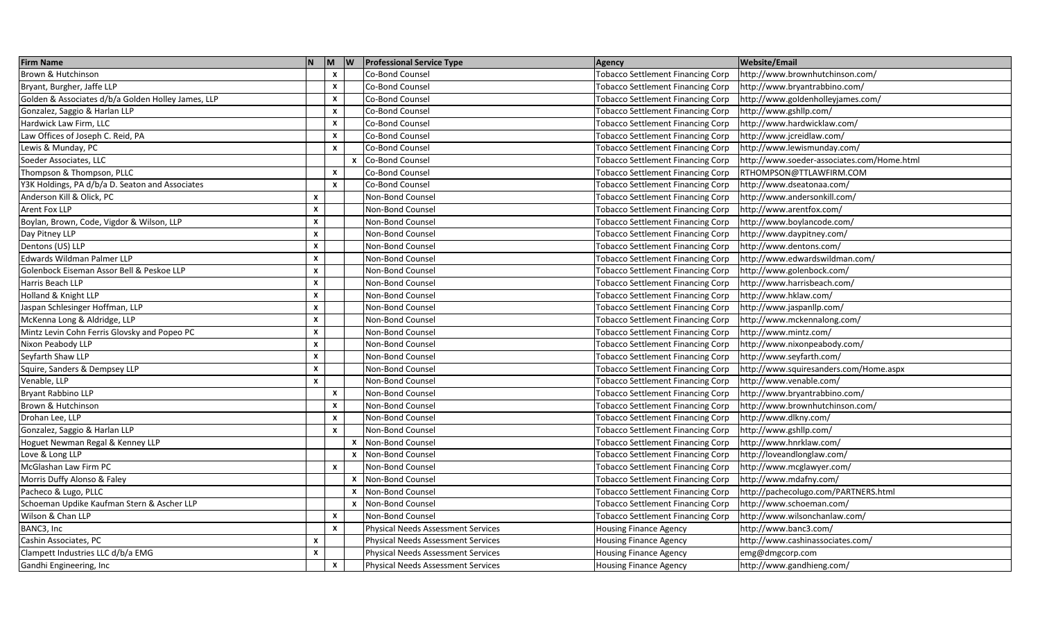| Firm Name | N | M | W | Professional Service Type | Agency | Website/Email |
| --- | --- | --- | --- | --- | --- | --- |
| Brown & Hutchinson | | x | | Co-Bond Counsel | Tobacco Settlement Financing Corp | http://www.brownhutchinson.com/ |
| Bryant, Burgher, Jaffe LLP | | x | | Co-Bond Counsel | Tobacco Settlement Financing Corp | http://www.bryantrabbino.com/ |
| Golden & Associates d/b/a Golden Holley James, LLP | | x | | Co-Bond Counsel | Tobacco Settlement Financing Corp | http://www.goldenholleyjames.com/ |
| Gonzalez, Saggio & Harlan LLP | | x | | Co-Bond Counsel | Tobacco Settlement Financing Corp | http://www.gshllp.com/ |
| Hardwick Law Firm, LLC | | x | | Co-Bond Counsel | Tobacco Settlement Financing Corp | http://www.hardwicklaw.com/ |
| Law Offices of Joseph C. Reid, PA | | x | | Co-Bond Counsel | Tobacco Settlement Financing Corp | http://www.jcreidlaw.com/ |
| Lewis & Munday, PC | | x | | Co-Bond Counsel | Tobacco Settlement Financing Corp | http://www.lewismunday.com/ |
| Soeder Associates, LLC | | | x | Co-Bond Counsel | Tobacco Settlement Financing Corp | http://www.soeder-associates.com/Home.html |
| Thompson & Thompson, PLLC | | x | | Co-Bond Counsel | Tobacco Settlement Financing Corp | RTHOMPSON@TTLAWFIRM.COM |
| Y3K Holdings, PA d/b/a D. Seaton and Associates | | x | | Co-Bond Counsel | Tobacco Settlement Financing Corp | http://www.dseatonaa.com/ |
| Anderson Kill & Olick, PC | x | | | Non-Bond Counsel | Tobacco Settlement Financing Corp | http://www.andersonkill.com/ |
| Arent Fox LLP | x | | | Non-Bond Counsel | Tobacco Settlement Financing Corp | http://www.arentfox.com/ |
| Boylan, Brown, Code, Vigdor & Wilson, LLP | x | | | Non-Bond Counsel | Tobacco Settlement Financing Corp | http://www.boylancode.com/ |
| Day Pitney LLP | x | | | Non-Bond Counsel | Tobacco Settlement Financing Corp | http://www.daypitney.com/ |
| Dentons (US) LLP | x | | | Non-Bond Counsel | Tobacco Settlement Financing Corp | http://www.dentons.com/ |
| Edwards Wildman Palmer LLP | x | | | Non-Bond Counsel | Tobacco Settlement Financing Corp | http://www.edwardswildman.com/ |
| Golenbock Eiseman Assor Bell & Peskoe LLP | x | | | Non-Bond Counsel | Tobacco Settlement Financing Corp | http://www.golenbock.com/ |
| Harris Beach LLP | x | | | Non-Bond Counsel | Tobacco Settlement Financing Corp | http://www.harrisbeach.com/ |
| Holland & Knight LLP | x | | | Non-Bond Counsel | Tobacco Settlement Financing Corp | http://www.hklaw.com/ |
| Jaspan Schlesinger Hoffman, LLP | x | | | Non-Bond Counsel | Tobacco Settlement Financing Corp | http://www.jaspanllp.com/ |
| McKenna Long & Aldridge, LLP | x | | | Non-Bond Counsel | Tobacco Settlement Financing Corp | http://www.mckennalong.com/ |
| Mintz Levin Cohn Ferris Glovsky and Popeo PC | x | | | Non-Bond Counsel | Tobacco Settlement Financing Corp | http://www.mintz.com/ |
| Nixon Peabody LLP | x | | | Non-Bond Counsel | Tobacco Settlement Financing Corp | http://www.nixonpeabody.com/ |
| Seyfarth Shaw LLP | x | | | Non-Bond Counsel | Tobacco Settlement Financing Corp | http://www.seyfarth.com/ |
| Squire, Sanders & Dempsey LLP | x | | | Non-Bond Counsel | Tobacco Settlement Financing Corp | http://www.squiresanders.com/Home.aspx |
| Venable, LLP | x | | | Non-Bond Counsel | Tobacco Settlement Financing Corp | http://www.venable.com/ |
| Bryant Rabbino LLP | | x | | Non-Bond Counsel | Tobacco Settlement Financing Corp | http://www.bryantrabbino.com/ |
| Brown & Hutchinson | | x | | Non-Bond Counsel | Tobacco Settlement Financing Corp | http://www.brownhutchinson.com/ |
| Drohan Lee, LLP | | x | | Non-Bond Counsel | Tobacco Settlement Financing Corp | http://www.dlkny.com/ |
| Gonzalez, Saggio & Harlan LLP | | x | | Non-Bond Counsel | Tobacco Settlement Financing Corp | http://www.gshllp.com/ |
| Hoguet Newman Regal & Kenney LLP | | | x | Non-Bond Counsel | Tobacco Settlement Financing Corp | http://www.hnrklaw.com/ |
| Love & Long LLP | | | x | Non-Bond Counsel | Tobacco Settlement Financing Corp | http://loveandlonglaw.com/ |
| McGlashan Law Firm PC | | x | | Non-Bond Counsel | Tobacco Settlement Financing Corp | http://www.mcglawyer.com/ |
| Morris Duffy Alonso & Faley | | | x | Non-Bond Counsel | Tobacco Settlement Financing Corp | http://www.mdafny.com/ |
| Pacheco & Lugo, PLLC | | | x | Non-Bond Counsel | Tobacco Settlement Financing Corp | http://pachecolugo.com/PARTNERS.html |
| Schoeman Updike Kaufman Stern & Ascher LLP | | | x | Non-Bond Counsel | Tobacco Settlement Financing Corp | http://www.schoeman.com/ |
| Wilson & Chan LLP | | x | | Non-Bond Counsel | Tobacco Settlement Financing Corp | http://www.wilsonchanlaw.com/ |
| BANC3, Inc | | x | | Physical Needs Assessment Services | Housing Finance Agency | http://www.banc3.com/ |
| Cashin Associates, PC | x | | | Physical Needs Assessment Services | Housing Finance Agency | http://www.cashinassociates.com/ |
| Clampett Industries LLC d/b/a EMG | x | | | Physical Needs Assessment Services | Housing Finance Agency | emg@dmgcorp.com |
| Gandhi Engineering, Inc | | x | | Physical Needs Assessment Services | Housing Finance Agency | http://www.gandhieng.com/ |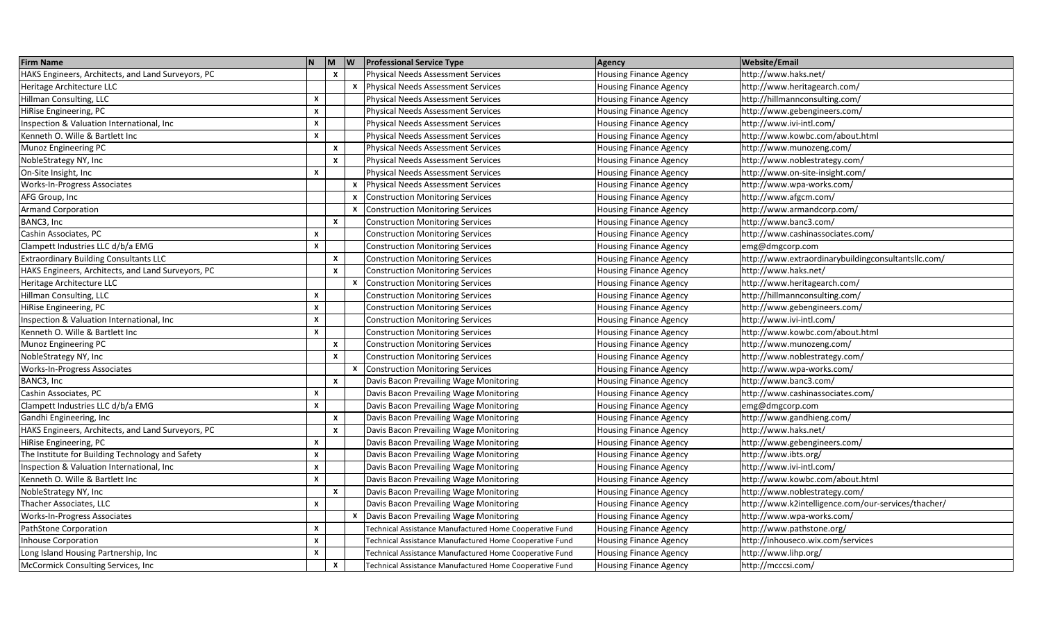| Firm Name | N | M | W | Professional Service Type | Agency | Website/Email |
|---|---|---|---|---|---|---|
| HAKS Engineers, Architects, and Land Surveyors, PC | | x | | Physical Needs Assessment Services | Housing Finance Agency | http://www.haks.net/ |
| Heritage Architecture LLC | | | x | Physical Needs Assessment Services | Housing Finance Agency | http://www.heritagearch.com/ |
| Hillman Consulting, LLC | x | | | Physical Needs Assessment Services | Housing Finance Agency | http://hillmannconsulting.com/ |
| HiRise Engineering, PC | x | | | Physical Needs Assessment Services | Housing Finance Agency | http://www.gebengineers.com/ |
| Inspection & Valuation International, Inc | x | | | Physical Needs Assessment Services | Housing Finance Agency | http://www.ivi-intl.com/ |
| Kenneth O. Wille & Bartlett Inc | x | | | Physical Needs Assessment Services | Housing Finance Agency | http://www.kowbc.com/about.html |
| Munoz Engineering PC | | x | | Physical Needs Assessment Services | Housing Finance Agency | http://www.munozeng.com/ |
| NobleStrategy NY, Inc | | x | | Physical Needs Assessment Services | Housing Finance Agency | http://www.noblestrategy.com/ |
| On-Site Insight, Inc | x | | | Physical Needs Assessment Services | Housing Finance Agency | http://www.on-site-insight.com/ |
| Works-In-Progress Associates | | | x | Physical Needs Assessment Services | Housing Finance Agency | http://www.wpa-works.com/ |
| AFG Group, Inc | | | x | Construction Monitoring Services | Housing Finance Agency | http://www.afgcm.com/ |
| Armand Corporation | | | x | Construction Monitoring Services | Housing Finance Agency | http://www.armandcorp.com/ |
| BANC3, Inc | | x | | Construction Monitoring Services | Housing Finance Agency | http://www.banc3.com/ |
| Cashin Associates, PC | x | | | Construction Monitoring Services | Housing Finance Agency | http://www.cashinassociates.com/ |
| Clampett Industries LLC d/b/a EMG | x | | | Construction Monitoring Services | Housing Finance Agency | emg@dmgcorp.com |
| Extraordinary Building Consultants LLC | | x | | Construction Monitoring Services | Housing Finance Agency | http://www.extraordinarybuildingconsultantsllc.com/ |
| HAKS Engineers, Architects, and Land Surveyors, PC | | x | | Construction Monitoring Services | Housing Finance Agency | http://www.haks.net/ |
| Heritage Architecture LLC | | | x | Construction Monitoring Services | Housing Finance Agency | http://www.heritagearch.com/ |
| Hillman Consulting, LLC | x | | | Construction Monitoring Services | Housing Finance Agency | http://hillmannconsulting.com/ |
| HiRise Engineering, PC | x | | | Construction Monitoring Services | Housing Finance Agency | http://www.gebengineers.com/ |
| Inspection & Valuation International, Inc | x | | | Construction Monitoring Services | Housing Finance Agency | http://www.ivi-intl.com/ |
| Kenneth O. Wille & Bartlett Inc | x | | | Construction Monitoring Services | Housing Finance Agency | http://www.kowbc.com/about.html |
| Munoz Engineering PC | | x | | Construction Monitoring Services | Housing Finance Agency | http://www.munozeng.com/ |
| NobleStrategy NY, Inc | | x | | Construction Monitoring Services | Housing Finance Agency | http://www.noblestrategy.com/ |
| Works-In-Progress Associates | | | x | Construction Monitoring Services | Housing Finance Agency | http://www.wpa-works.com/ |
| BANC3, Inc | | x | | Davis Bacon Prevailing Wage Monitoring | Housing Finance Agency | http://www.banc3.com/ |
| Cashin Associates, PC | x | | | Davis Bacon Prevailing Wage Monitoring | Housing Finance Agency | http://www.cashinassociates.com/ |
| Clampett Industries LLC d/b/a EMG | x | | | Davis Bacon Prevailing Wage Monitoring | Housing Finance Agency | emg@dmgcorp.com |
| Gandhi Engineering, Inc | | x | | Davis Bacon Prevailing Wage Monitoring | Housing Finance Agency | http://www.gandhieng.com/ |
| HAKS Engineers, Architects, and Land Surveyors, PC | | x | | Davis Bacon Prevailing Wage Monitoring | Housing Finance Agency | http://www.haks.net/ |
| HiRise Engineering, PC | x | | | Davis Bacon Prevailing Wage Monitoring | Housing Finance Agency | http://www.gebengineers.com/ |
| The Institute for Building Technology and Safety | x | | | Davis Bacon Prevailing Wage Monitoring | Housing Finance Agency | http://www.ibts.org/ |
| Inspection & Valuation International, Inc | x | | | Davis Bacon Prevailing Wage Monitoring | Housing Finance Agency | http://www.ivi-intl.com/ |
| Kenneth O. Wille & Bartlett Inc | x | | | Davis Bacon Prevailing Wage Monitoring | Housing Finance Agency | http://www.kowbc.com/about.html |
| NobleStrategy NY, Inc | | x | | Davis Bacon Prevailing Wage Monitoring | Housing Finance Agency | http://www.noblestrategy.com/ |
| Thacher Associates, LLC | x | | | Davis Bacon Prevailing Wage Monitoring | Housing Finance Agency | http://www.k2intelligence.com/our-services/thacher/ |
| Works-In-Progress Associates | | | x | Davis Bacon Prevailing Wage Monitoring | Housing Finance Agency | http://www.wpa-works.com/ |
| PathStone Corporation | x | | | Technical Assistance Manufactured Home Cooperative Fund | Housing Finance Agency | http://www.pathstone.org/ |
| Inhouse Corporation | x | | | Technical Assistance Manufactured Home Cooperative Fund | Housing Finance Agency | http://inhouseco.wix.com/services |
| Long Island Housing Partnership, Inc | x | | | Technical Assistance Manufactured Home Cooperative Fund | Housing Finance Agency | http://www.lihp.org/ |
| McCormick Consulting Services, Inc | | x | | Technical Assistance Manufactured Home Cooperative Fund | Housing Finance Agency | http://mcccsi.com/ |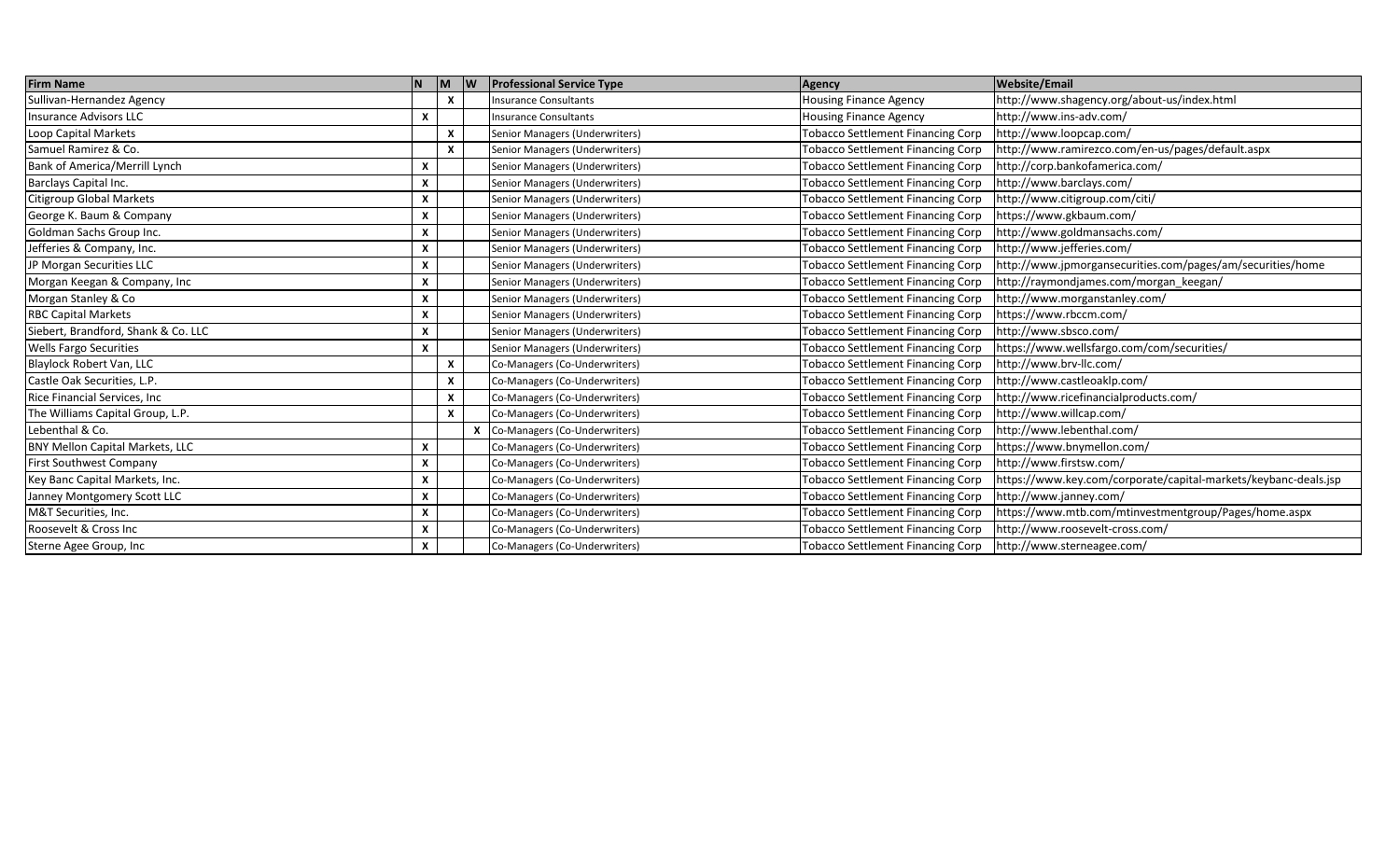| Firm Name | N | M | W | Professional Service Type | Agency | Website/Email |
|---|---|---|---|---|---|---|
| Sullivan-Hernandez Agency | | X | | Insurance Consultants | Housing Finance Agency | http://www.shagency.org/about-us/index.html |
| Insurance Advisors LLC | X | | | Insurance Consultants | Housing Finance Agency | http://www.ins-adv.com/ |
| Loop Capital Markets | | X | | Senior Managers (Underwriters) | Tobacco Settlement Financing Corp | http://www.loopcap.com/ |
| Samuel Ramirez & Co. | | X | | Senior Managers (Underwriters) | Tobacco Settlement Financing Corp | http://www.ramirezco.com/en-us/pages/default.aspx |
| Bank of America/Merrill Lynch | X | | | Senior Managers (Underwriters) | Tobacco Settlement Financing Corp | http://corp.bankofamerica.com/ |
| Barclays Capital Inc. | X | | | Senior Managers (Underwriters) | Tobacco Settlement Financing Corp | http://www.barclays.com/ |
| Citigroup Global Markets | X | | | Senior Managers (Underwriters) | Tobacco Settlement Financing Corp | http://www.citigroup.com/citi/ |
| George K. Baum & Company | X | | | Senior Managers (Underwriters) | Tobacco Settlement Financing Corp | https://www.gkbaum.com/ |
| Goldman Sachs Group Inc. | X | | | Senior Managers (Underwriters) | Tobacco Settlement Financing Corp | http://www.goldmansachs.com/ |
| Jefferies & Company, Inc. | X | | | Senior Managers (Underwriters) | Tobacco Settlement Financing Corp | http://www.jefferies.com/ |
| JP Morgan Securities LLC | X | | | Senior Managers (Underwriters) | Tobacco Settlement Financing Corp | http://www.jpmorgansecurities.com/pages/am/securities/home |
| Morgan Keegan & Company, Inc | X | | | Senior Managers (Underwriters) | Tobacco Settlement Financing Corp | http://raymondjames.com/morgan_keegan/ |
| Morgan Stanley & Co | X | | | Senior Managers (Underwriters) | Tobacco Settlement Financing Corp | http://www.morganstanley.com/ |
| RBC Capital Markets | X | | | Senior Managers (Underwriters) | Tobacco Settlement Financing Corp | https://www.rbccm.com/ |
| Siebert, Brandford, Shank & Co. LLC | X | | | Senior Managers (Underwriters) | Tobacco Settlement Financing Corp | http://www.sbsco.com/ |
| Wells Fargo Securities | X | | | Senior Managers (Underwriters) | Tobacco Settlement Financing Corp | https://www.wellsfargo.com/com/securities/ |
| Blaylock Robert Van, LLC | | X | | Co-Managers (Co-Underwriters) | Tobacco Settlement Financing Corp | http://www.brv-llc.com/ |
| Castle Oak Securities, L.P. | | X | | Co-Managers (Co-Underwriters) | Tobacco Settlement Financing Corp | http://www.castleoaklp.com/ |
| Rice Financial Services, Inc | | X | | Co-Managers (Co-Underwriters) | Tobacco Settlement Financing Corp | http://www.ricefinancialproducts.com/ |
| The Williams Capital Group, L.P. | | X | | Co-Managers (Co-Underwriters) | Tobacco Settlement Financing Corp | http://www.willcap.com/ |
| Lebenthal & Co. | | | X | Co-Managers (Co-Underwriters) | Tobacco Settlement Financing Corp | http://www.lebenthal.com/ |
| BNY Mellon Capital Markets, LLC | X | | | Co-Managers (Co-Underwriters) | Tobacco Settlement Financing Corp | https://www.bnymellon.com/ |
| First Southwest Company | X | | | Co-Managers (Co-Underwriters) | Tobacco Settlement Financing Corp | http://www.firstsw.com/ |
| Key Banc Capital Markets, Inc. | X | | | Co-Managers (Co-Underwriters) | Tobacco Settlement Financing Corp | https://www.key.com/corporate/capital-markets/keybanc-deals.jsp |
| Janney Montgomery Scott LLC | X | | | Co-Managers (Co-Underwriters) | Tobacco Settlement Financing Corp | http://www.janney.com/ |
| M&T Securities, Inc. | X | | | Co-Managers (Co-Underwriters) | Tobacco Settlement Financing Corp | https://www.mtb.com/mtinvestmentgroup/Pages/home.aspx |
| Roosevelt & Cross Inc | X | | | Co-Managers (Co-Underwriters) | Tobacco Settlement Financing Corp | http://www.roosevelt-cross.com/ |
| Sterne Agee Group, Inc | X | | | Co-Managers (Co-Underwriters) | Tobacco Settlement Financing Corp | http://www.sterneagee.com/ |